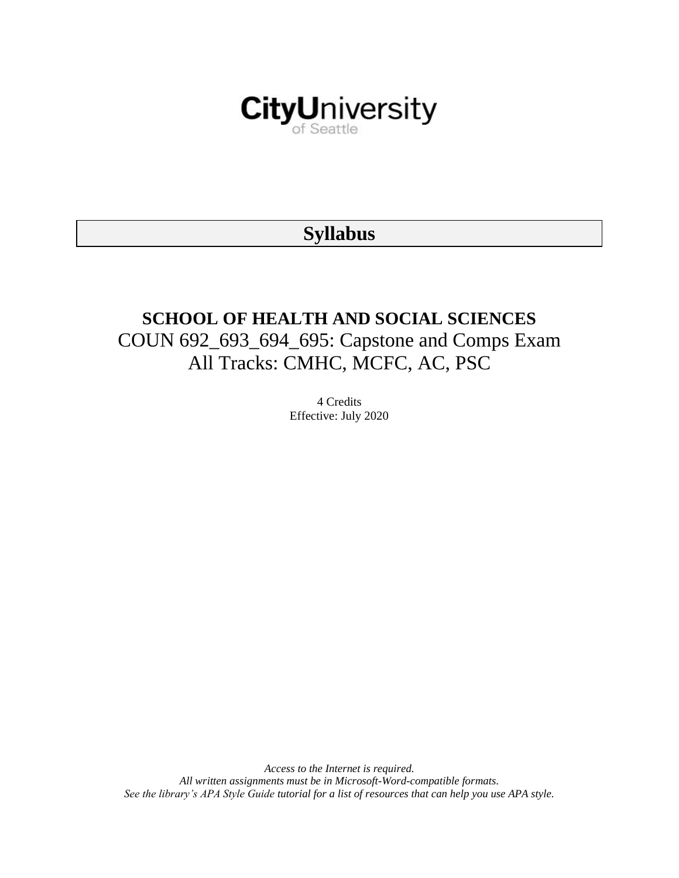CityUniversity of Seattle

# Syllabus

## SCHOOL OF HEALTH AND SOCIAL SCIENCES

COUN 692_693_694_695: Capstone and Comps Exam

All Tracks: CMHC, MCFC, AC, PSC

4 Credits

Effective: July 2020

*Access to the Internet is required.*

*All written assignments must be in Microsoft-Word-compatible formats.*

*See the library's APA Style Guide tutorial for a list of resources that can help you use APA style.*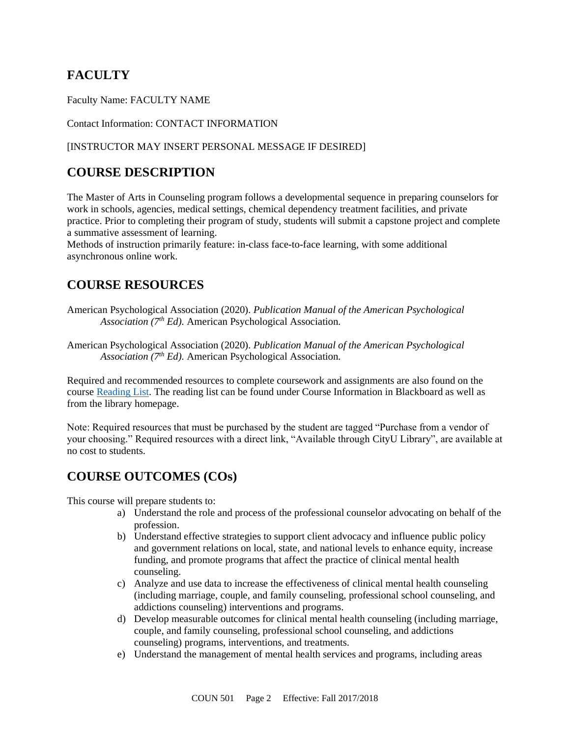## FACULTY

Faculty Name: FACULTY NAME

Contact Information: CONTACT INFORMATION

[INSTRUCTOR MAY INSERT PERSONAL MESSAGE IF DESIRED]

## COURSE DESCRIPTION

The Master of Arts in Counseling program follows a developmental sequence in preparing counselors for work in schools, agencies, medical settings, chemical dependency treatment facilities, and private practice. Prior to completing their program of study, students will submit a capstone project and complete a summative assessment of learning.
Methods of instruction primarily feature: in-class face-to-face learning, with some additional asynchronous online work.

## COURSE RESOURCES

American Psychological Association (2020). *Publication Manual of the American Psychological Association (7th Ed).* American Psychological Association.

American Psychological Association (2020). *Publication Manual of the American Psychological Association (7th Ed).* American Psychological Association.

Required and recommended resources to complete coursework and assignments are also found on the course Reading List. The reading list can be found under Course Information in Blackboard as well as from the library homepage.

Note: Required resources that must be purchased by the student are tagged "Purchase from a vendor of your choosing." Required resources with a direct link, "Available through CityU Library", are available at no cost to students.

## COURSE OUTCOMES (COs)

This course will prepare students to:

a) Understand the role and process of the professional counselor advocating on behalf of the profession.
b) Understand effective strategies to support client advocacy and influence public policy and government relations on local, state, and national levels to enhance equity, increase funding, and promote programs that affect the practice of clinical mental health counseling.
c) Analyze and use data to increase the effectiveness of clinical mental health counseling (including marriage, couple, and family counseling, professional school counseling, and addictions counseling) interventions and programs.
d) Develop measurable outcomes for clinical mental health counseling (including marriage, couple, and family counseling, professional school counseling, and addictions counseling) programs, interventions, and treatments.
e) Understand the management of mental health services and programs, including areas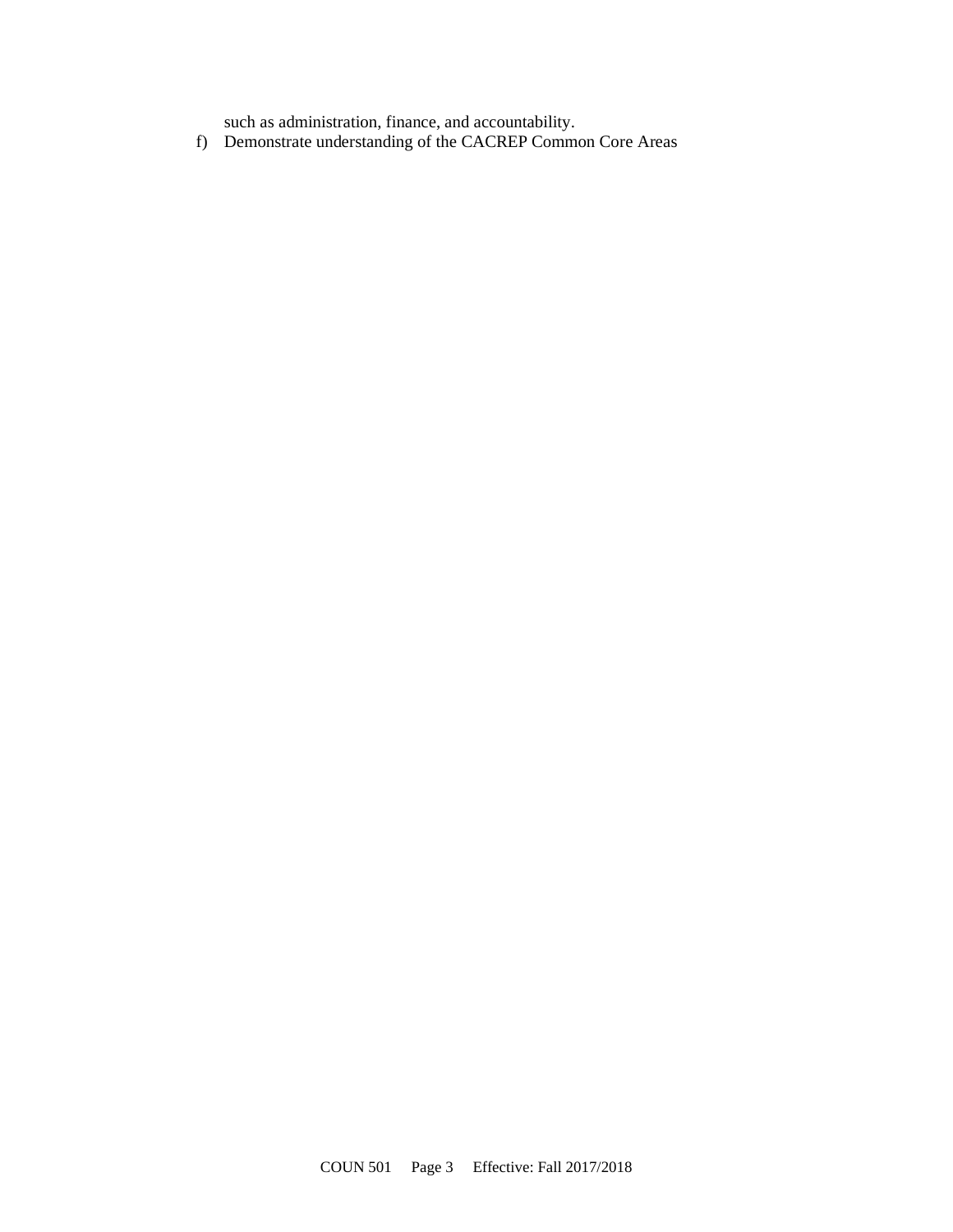such as administration, finance, and accountability.

f) Demonstrate understanding of the CACREP Common Core Areas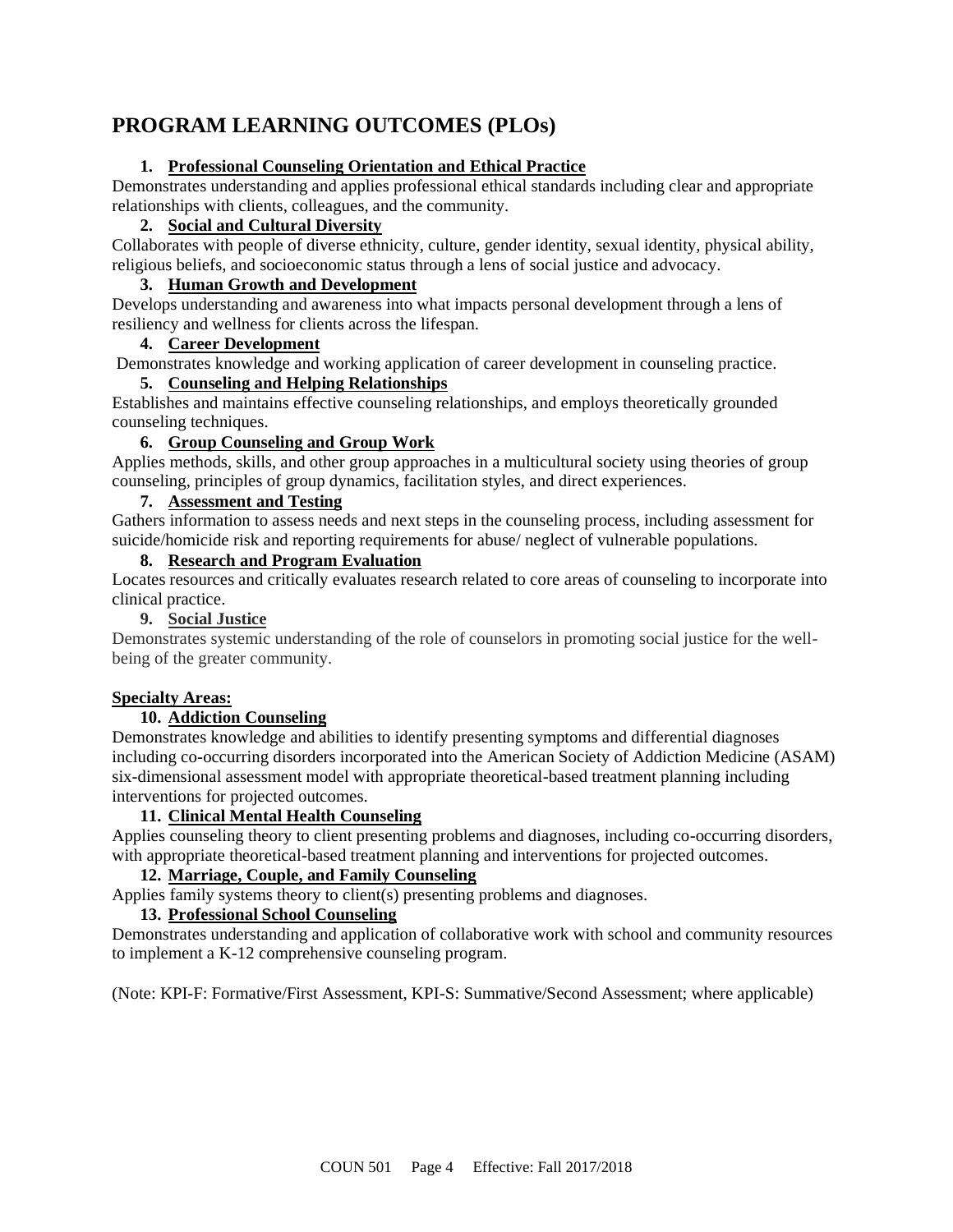# PROGRAM LEARNING OUTCOMES (PLOs)

1. **Professional Counseling Orientation and Ethical Practice**

Demonstrates understanding and applies professional ethical standards including clear and appropriate relationships with clients, colleagues, and the community.

2. **Social and Cultural Diversity**

Collaborates with people of diverse ethnicity, culture, gender identity, sexual identity, physical ability, religious beliefs, and socioeconomic status through a lens of social justice and advocacy.

3. **Human Growth and Development**

Develops understanding and awareness into what impacts personal development through a lens of resiliency and wellness for clients across the lifespan.

4. **Career Development**

Demonstrates knowledge and working application of career development in counseling practice.

5. **Counseling and Helping Relationships**

Establishes and maintains effective counseling relationships, and employs theoretically grounded counseling techniques.

6. **Group Counseling and Group Work**

Applies methods, skills, and other group approaches in a multicultural society using theories of group counseling, principles of group dynamics, facilitation styles, and direct experiences.

7. **Assessment and Testing**

Gathers information to assess needs and next steps in the counseling process, including assessment for suicide/homicide risk and reporting requirements for abuse/ neglect of vulnerable populations.

8. **Research and Program Evaluation**

Locates resources and critically evaluates research related to core areas of counseling to incorporate into clinical practice.

9. **Social Justice**

Demonstrates systemic understanding of the role of counselors in promoting social justice for the well-being of the greater community.

**Specialty Areas:**

10. **Addiction Counseling**

Demonstrates knowledge and abilities to identify presenting symptoms and differential diagnoses including co-occurring disorders incorporated into the American Society of Addiction Medicine (ASAM) six-dimensional assessment model with appropriate theoretical-based treatment planning including interventions for projected outcomes.

11. **Clinical Mental Health Counseling**

Applies counseling theory to client presenting problems and diagnoses, including co-occurring disorders, with appropriate theoretical-based treatment planning and interventions for projected outcomes.

12. **Marriage, Couple, and Family Counseling**

Applies family systems theory to client(s) presenting problems and diagnoses.

13. **Professional School Counseling**

Demonstrates understanding and application of collaborative work with school and community resources to implement a K-12 comprehensive counseling program.

(Note: KPI-F: Formative/First Assessment, KPI-S: Summative/Second Assessment; where applicable)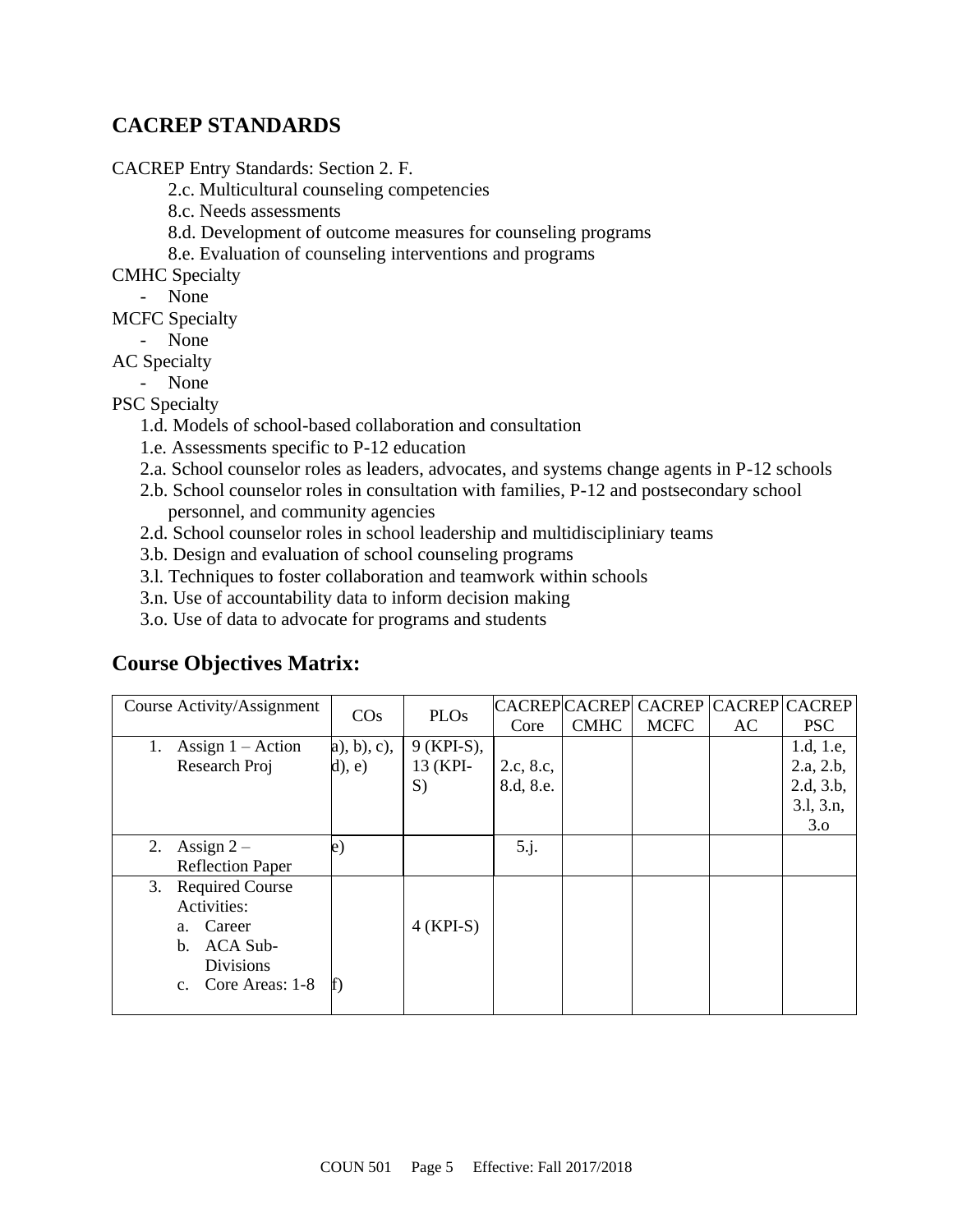## CACREP STANDARDS

CACREP Entry Standards: Section 2. F.

- 2.c. Multicultural counseling competencies
- 8.c. Needs assessments
- 8.d. Development of outcome measures for counseling programs
- 8.e. Evaluation of counseling interventions and programs

CMHC Specialty

- None

MCFC Specialty

- None

AC Specialty

- None

PSC Specialty

- 1.d. Models of school-based collaboration and consultation
- 1.e. Assessments specific to P-12 education
- 2.a. School counselor roles as leaders, advocates, and systems change agents in P-12 schools
- 2.b. School counselor roles in consultation with families, P-12 and postsecondary school personnel, and community agencies
- 2.d. School counselor roles in school leadership and multidiscipliniary teams
- 3.b. Design and evaluation of school counseling programs
- 3.l. Techniques to foster collaboration and teamwork within schools
- 3.n. Use of accountability data to inform decision making
- 3.o. Use of data to advocate for programs and students

## Course Objectives Matrix:

| Course Activity/Assignment | COs | PLOs | CACREP Core | CACREP CMHC | CACREP MCFC | CACREP AC | CACREP PSC |
|---|---|---|---|---|---|---|---|
| 1. Assign 1 – Action Research Proj | a), b), c), d), e) | 9 (KPI-S), 13 (KPI-S) | 2.c, 8.c, 8.d, 8.e. | | | | 1.d, 1.e, 2.a, 2.b, 2.d, 3.b, 3.l, 3.n, 3.o |
| 2. Assign 2 – Reflection Paper | e) | | 5.j. | | | | |
| 3. Required Course Activities: a. Career b. ACA Sub-Divisions c. Core Areas: 1-8 | f) | 4 (KPI-S) | | | | | |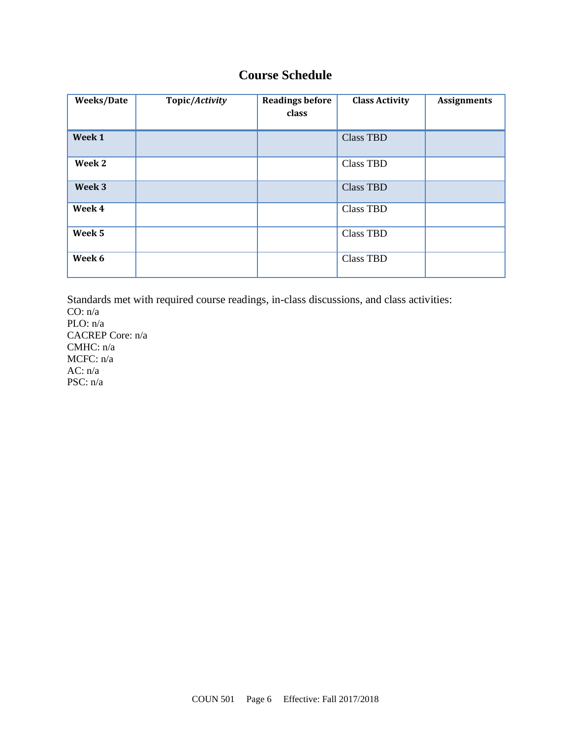## Course Schedule

| Weeks/Date | Topic/*Activity* | Readings before class | Class Activity | Assignments |
|---|---|---|---|---|
| **Week 1** | | | Class TBD | |
| **Week 2** | | | Class TBD | |
| **Week 3** | | | Class TBD | |
| **Week 4** | | | Class TBD | |
| **Week 5** | | | Class TBD | |
| **Week 6** | | | Class TBD | |

Standards met with required course readings, in-class discussions, and class activities:
CO: n/a
PLO: n/a
CACREP Core: n/a
CMHC: n/a
MCFC: n/a
AC: n/a
PSC: n/a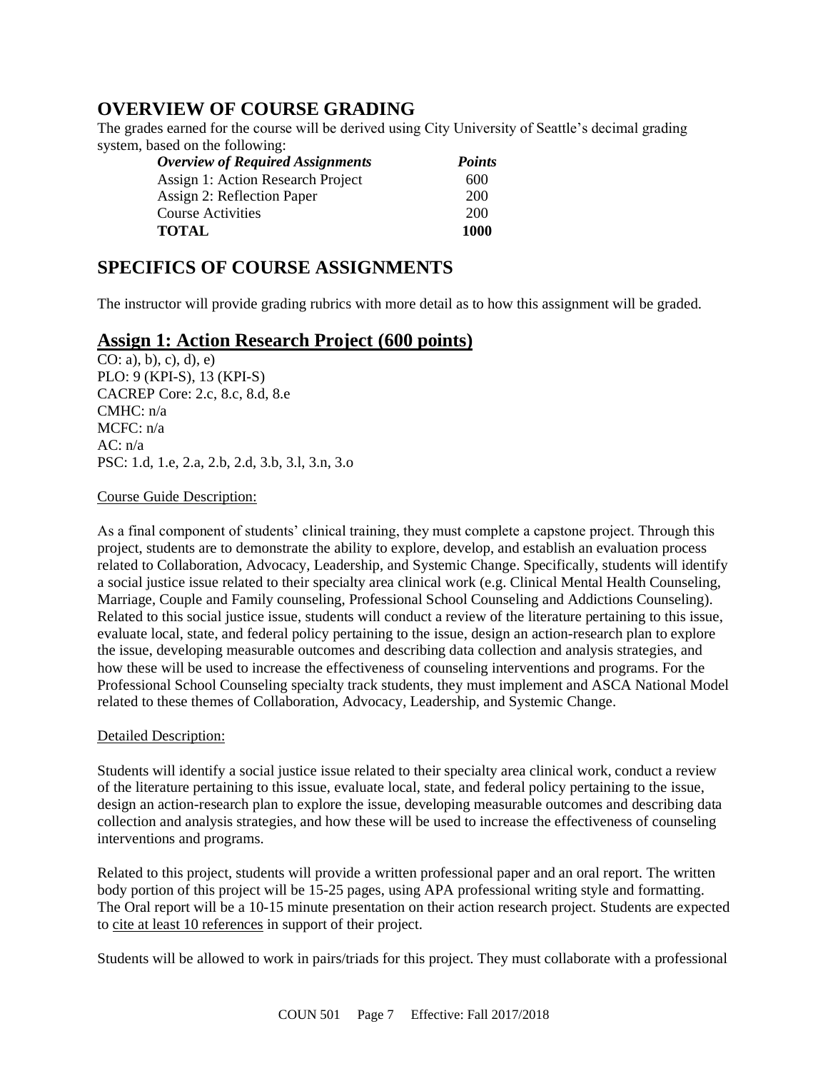## OVERVIEW OF COURSE GRADING

The grades earned for the course will be derived using City University of Seattle's decimal grading system, based on the following:

| ***Overview of Required Assignments*** | ***Points*** |
|---|---|
| Assign 1: Action Research Project | 600 |
| Assign 2: Reflection Paper | 200 |
| Course Activities | 200 |
| **TOTAL** | **1000** |

## SPECIFICS OF COURSE ASSIGNMENTS

The instructor will provide grading rubrics with more detail as to how this assignment will be graded.

### Assign 1: Action Research Project (600 points)

CO: a), b), c), d), e)
PLO: 9 (KPI-S), 13 (KPI-S)
CACREP Core: 2.c, 8.c, 8.d, 8.e
CMHC: n/a
MCFC: n/a
AC: n/a
PSC: 1.d, 1.e, 2.a, 2.b, 2.d, 3.b, 3.l, 3.n, 3.o

Course Guide Description:

As a final component of students' clinical training, they must complete a capstone project. Through this project, students are to demonstrate the ability to explore, develop, and establish an evaluation process related to Collaboration, Advocacy, Leadership, and Systemic Change. Specifically, students will identify a social justice issue related to their specialty area clinical work (e.g. Clinical Mental Health Counseling, Marriage, Couple and Family counseling, Professional School Counseling and Addictions Counseling). Related to this social justice issue, students will conduct a review of the literature pertaining to this issue, evaluate local, state, and federal policy pertaining to the issue, design an action-research plan to explore the issue, developing measurable outcomes and describing data collection and analysis strategies, and how these will be used to increase the effectiveness of counseling interventions and programs. For the Professional School Counseling specialty track students, they must implement and ASCA National Model related to these themes of Collaboration, Advocacy, Leadership, and Systemic Change.

Detailed Description:

Students will identify a social justice issue related to their specialty area clinical work, conduct a review of the literature pertaining to this issue, evaluate local, state, and federal policy pertaining to the issue, design an action-research plan to explore the issue, developing measurable outcomes and describing data collection and analysis strategies, and how these will be used to increase the effectiveness of counseling interventions and programs.

Related to this project, students will provide a written professional paper and an oral report. The written body portion of this project will be 15-25 pages, using APA professional writing style and formatting. The Oral report will be a 10-15 minute presentation on their action research project. Students are expected to cite at least 10 references in support of their project.

Students will be allowed to work in pairs/triads for this project. They must collaborate with a professional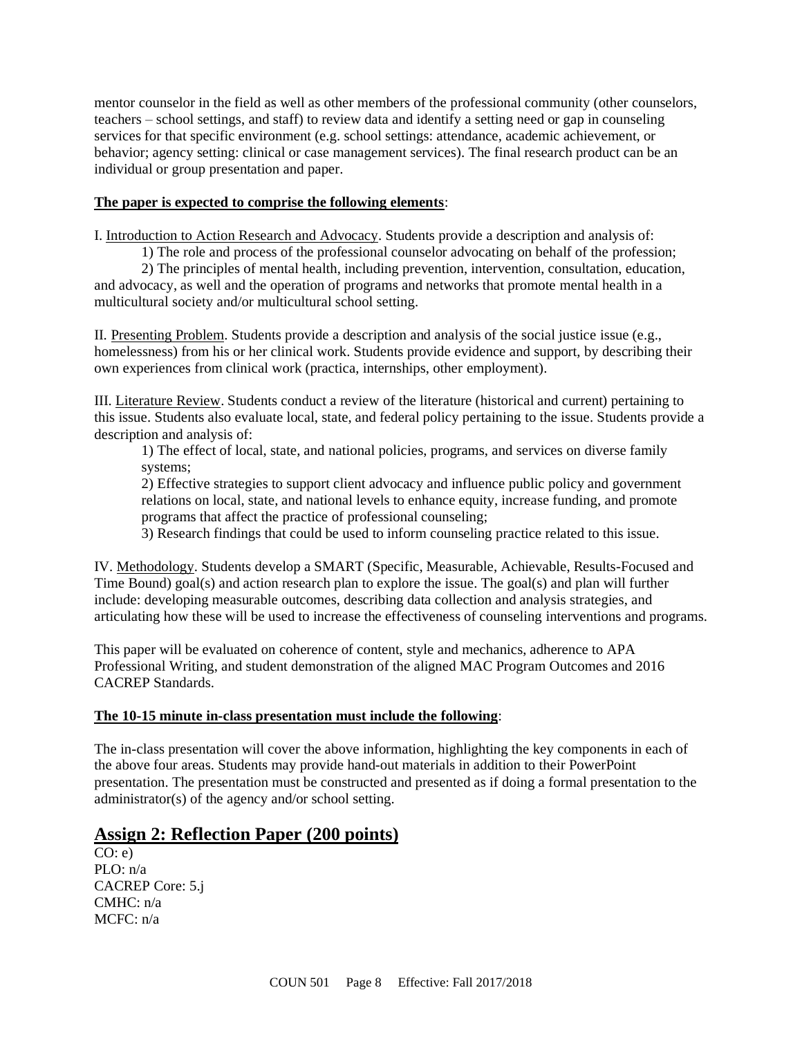mentor counselor in the field as well as other members of the professional community (other counselors, teachers – school settings, and staff) to review data and identify a setting need or gap in counseling services for that specific environment (e.g. school settings: attendance, academic achievement, or behavior; agency setting: clinical or case management services). The final research product can be an individual or group presentation and paper.

**The paper is expected to comprise the following elements**:

I. Introduction to Action Research and Advocacy. Students provide a description and analysis of:

1) The role and process of the professional counselor advocating on behalf of the profession;

2) The principles of mental health, including prevention, intervention, consultation, education, and advocacy, as well and the operation of programs and networks that promote mental health in a multicultural society and/or multicultural school setting.

II. Presenting Problem. Students provide a description and analysis of the social justice issue (e.g., homelessness) from his or her clinical work. Students provide evidence and support, by describing their own experiences from clinical work (practica, internships, other employment).

III. Literature Review. Students conduct a review of the literature (historical and current) pertaining to this issue. Students also evaluate local, state, and federal policy pertaining to the issue. Students provide a description and analysis of:

1) The effect of local, state, and national policies, programs, and services on diverse family systems;

2) Effective strategies to support client advocacy and influence public policy and government relations on local, state, and national levels to enhance equity, increase funding, and promote programs that affect the practice of professional counseling;

3) Research findings that could be used to inform counseling practice related to this issue.

IV. Methodology. Students develop a SMART (Specific, Measurable, Achievable, Results-Focused and Time Bound) goal(s) and action research plan to explore the issue. The goal(s) and plan will further include: developing measurable outcomes, describing data collection and analysis strategies, and articulating how these will be used to increase the effectiveness of counseling interventions and programs.

This paper will be evaluated on coherence of content, style and mechanics, adherence to APA Professional Writing, and student demonstration of the aligned MAC Program Outcomes and 2016 CACREP Standards.

**The 10-15 minute in-class presentation must include the following**:

The in-class presentation will cover the above information, highlighting the key components in each of the above four areas. Students may provide hand-out materials in addition to their PowerPoint presentation. The presentation must be constructed and presented as if doing a formal presentation to the administrator(s) of the agency and/or school setting.

## Assign 2: Reflection Paper (200 points)

CO: e)
PLO: n/a
CACREP Core: 5.j
CMHC: n/a
MCFC: n/a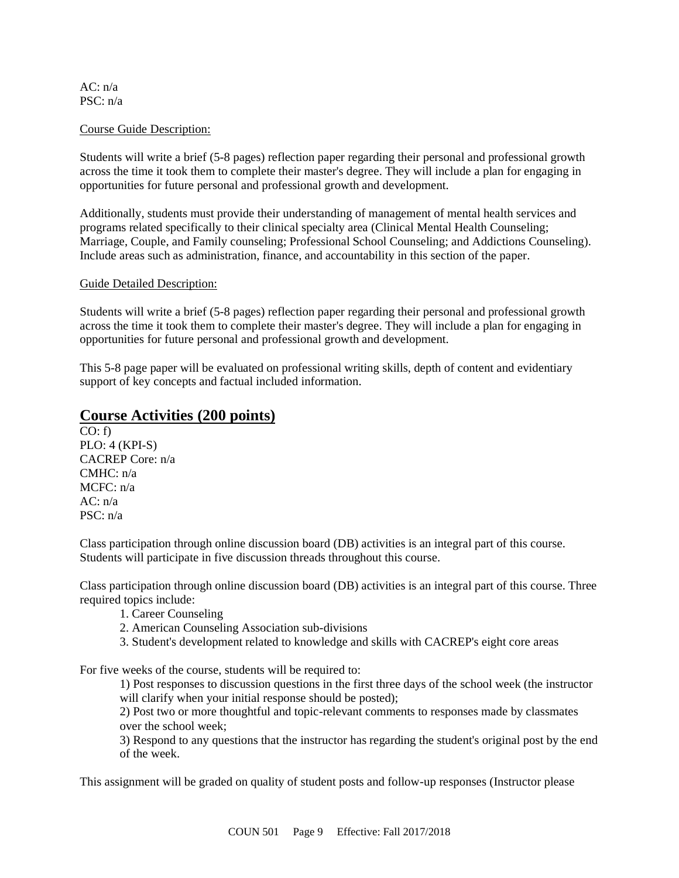AC: n/a
PSC: n/a

Course Guide Description:

Students will write a brief (5-8 pages) reflection paper regarding their personal and professional growth across the time it took them to complete their master's degree. They will include a plan for engaging in opportunities for future personal and professional growth and development.

Additionally, students must provide their understanding of management of mental health services and programs related specifically to their clinical specialty area (Clinical Mental Health Counseling; Marriage, Couple, and Family counseling; Professional School Counseling; and Addictions Counseling). Include areas such as administration, finance, and accountability in this section of the paper.

Guide Detailed Description:

Students will write a brief (5-8 pages) reflection paper regarding their personal and professional growth across the time it took them to complete their master's degree. They will include a plan for engaging in opportunities for future personal and professional growth and development.

This 5-8 page paper will be evaluated on professional writing skills, depth of content and evidentiary support of key concepts and factual included information.

## Course Activities (200 points)

CO: f)
PLO: 4 (KPI-S)
CACREP Core: n/a
CMHC: n/a
MCFC: n/a
AC: n/a
PSC: n/a

Class participation through online discussion board (DB) activities is an integral part of this course. Students will participate in five discussion threads throughout this course.

Class participation through online discussion board (DB) activities is an integral part of this course. Three required topics include:

1. Career Counseling
2. American Counseling Association sub-divisions
3. Student's development related to knowledge and skills with CACREP's eight core areas

For five weeks of the course, students will be required to:

1) Post responses to discussion questions in the first three days of the school week (the instructor will clarify when your initial response should be posted);
2) Post two or more thoughtful and topic-relevant comments to responses made by classmates over the school week;
3) Respond to any questions that the instructor has regarding the student's original post by the end of the week.

This assignment will be graded on quality of student posts and follow-up responses (Instructor please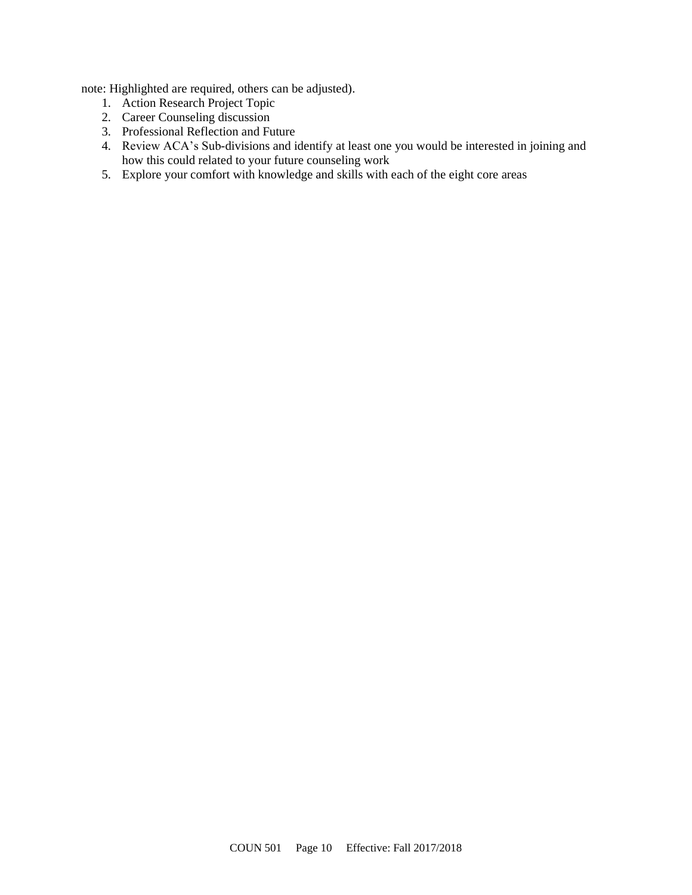note: Highlighted are required, others can be adjusted).

1. Action Research Project Topic
2. Career Counseling discussion
3. Professional Reflection and Future
4. Review ACA's Sub-divisions and identify at least one you would be interested in joining and how this could related to your future counseling work
5. Explore your comfort with knowledge and skills with each of the eight core areas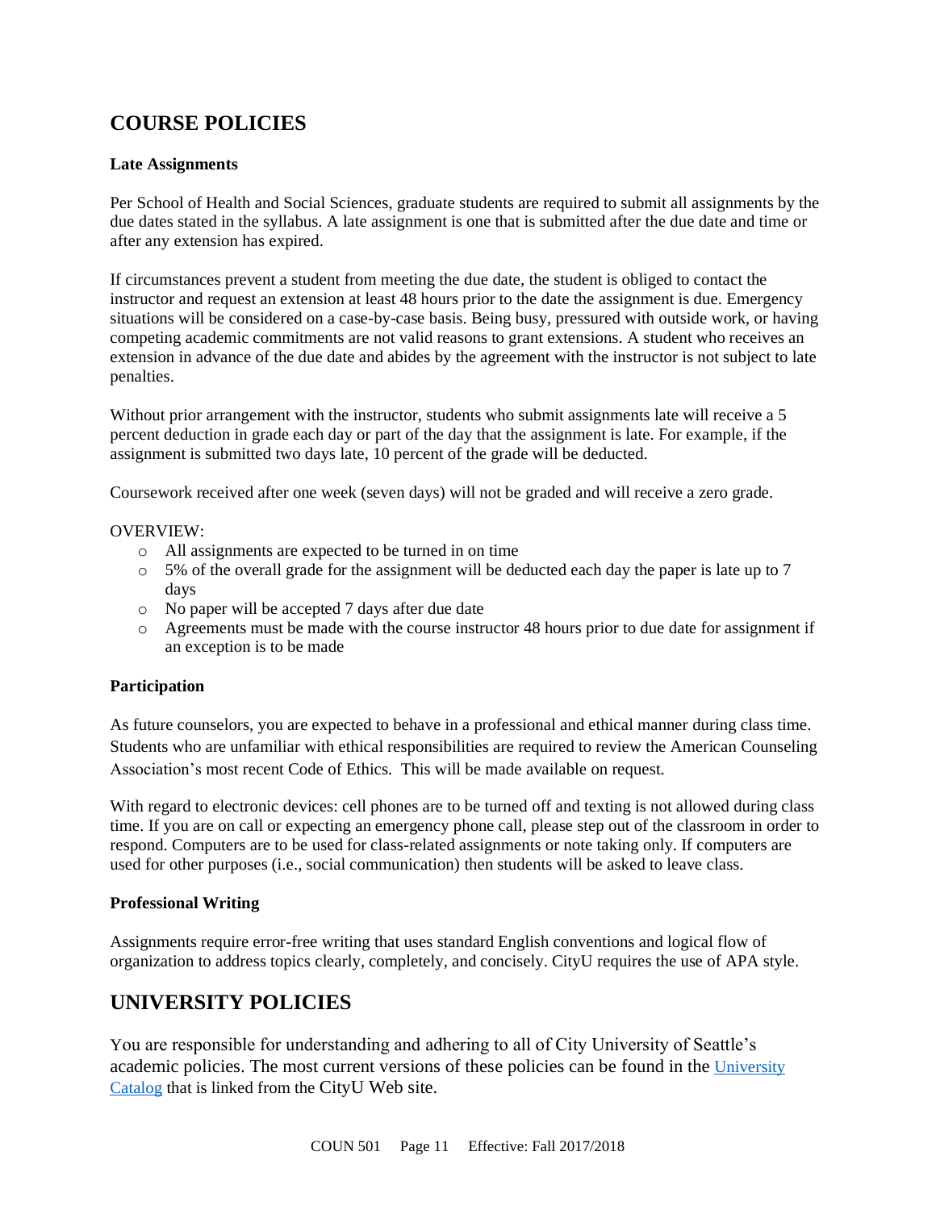## COURSE POLICIES

### Late Assignments

Per School of Health and Social Sciences, graduate students are required to submit all assignments by the due dates stated in the syllabus. A late assignment is one that is submitted after the due date and time or after any extension has expired.

If circumstances prevent a student from meeting the due date, the student is obliged to contact the instructor and request an extension at least 48 hours prior to the date the assignment is due. Emergency situations will be considered on a case-by-case basis. Being busy, pressured with outside work, or having competing academic commitments are not valid reasons to grant extensions. A student who receives an extension in advance of the due date and abides by the agreement with the instructor is not subject to late penalties.

Without prior arrangement with the instructor, students who submit assignments late will receive a 5 percent deduction in grade each day or part of the day that the assignment is late. For example, if the assignment is submitted two days late, 10 percent of the grade will be deducted.

Coursework received after one week (seven days) will not be graded and will receive a zero grade.

OVERVIEW:

- All assignments are expected to be turned in on time
- 5% of the overall grade for the assignment will be deducted each day the paper is late up to 7 days
- No paper will be accepted 7 days after due date
- Agreements must be made with the course instructor 48 hours prior to due date for assignment if an exception is to be made

### Participation

As future counselors, you are expected to behave in a professional and ethical manner during class time. Students who are unfamiliar with ethical responsibilities are required to review the American Counseling Association's most recent Code of Ethics. This will be made available on request.

With regard to electronic devices: cell phones are to be turned off and texting is not allowed during class time. If you are on call or expecting an emergency phone call, please step out of the classroom in order to respond. Computers are to be used for class-related assignments or note taking only. If computers are used for other purposes (i.e., social communication) then students will be asked to leave class.

### Professional Writing

Assignments require error-free writing that uses standard English conventions and logical flow of organization to address topics clearly, completely, and concisely. CityU requires the use of APA style.

## UNIVERSITY POLICIES

You are responsible for understanding and adhering to all of City University of Seattle's academic policies. The most current versions of these policies can be found in the University Catalog that is linked from the CityU Web site.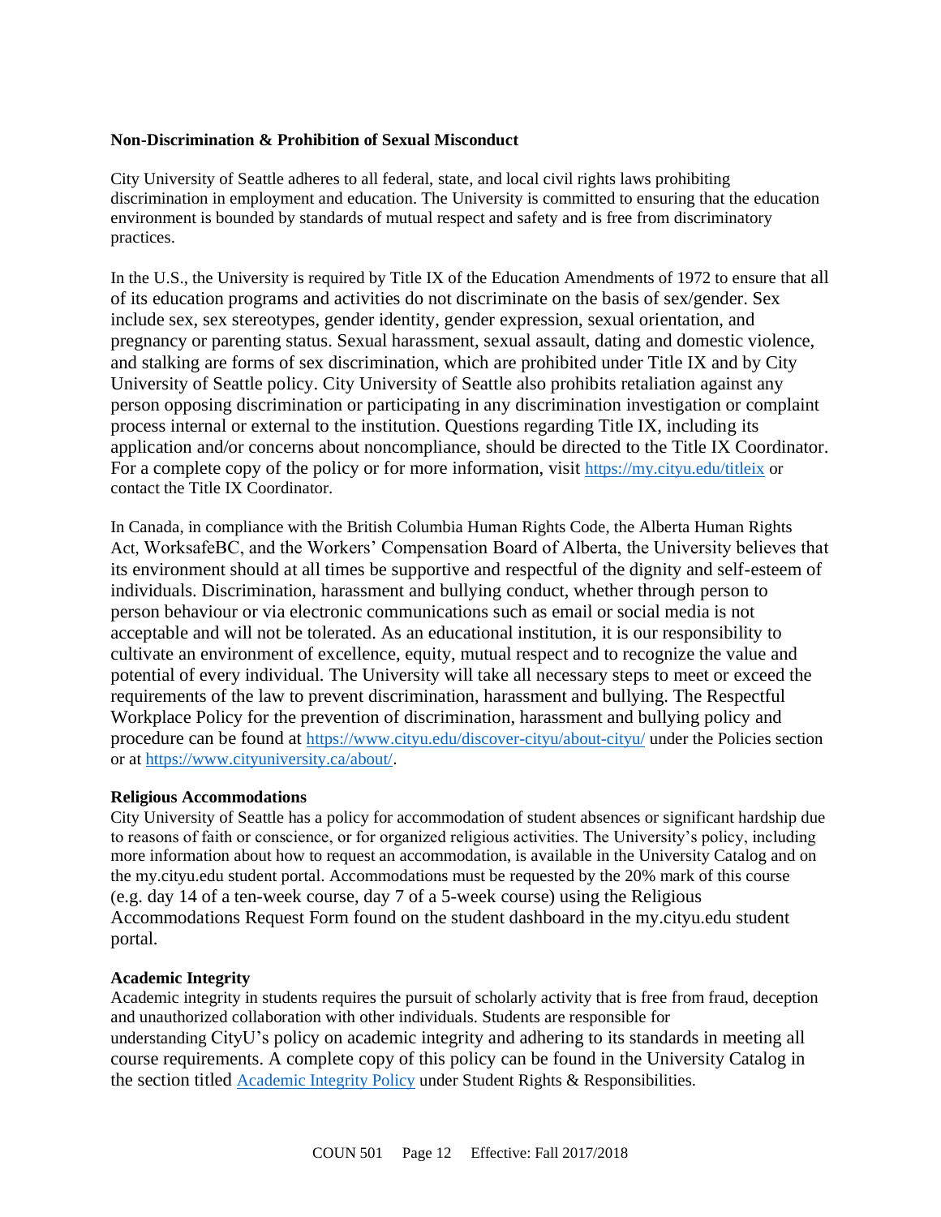**Non-Discrimination & Prohibition of Sexual Misconduct**

City University of Seattle adheres to all federal, state, and local civil rights laws prohibiting discrimination in employment and education. The University is committed to ensuring that the education environment is bounded by standards of mutual respect and safety and is free from discriminatory practices.

In the U.S., the University is required by Title IX of the Education Amendments of 1972 to ensure that all of its education programs and activities do not discriminate on the basis of sex/gender. Sex include sex, sex stereotypes, gender identity, gender expression, sexual orientation, and pregnancy or parenting status. Sexual harassment, sexual assault, dating and domestic violence, and stalking are forms of sex discrimination, which are prohibited under Title IX and by City University of Seattle policy. City University of Seattle also prohibits retaliation against any person opposing discrimination or participating in any discrimination investigation or complaint process internal or external to the institution. Questions regarding Title IX, including its application and/or concerns about noncompliance, should be directed to the Title IX Coordinator. For a complete copy of the policy or for more information, visit https://my.cityu.edu/titleix or contact the Title IX Coordinator.

In Canada, in compliance with the British Columbia Human Rights Code, the Alberta Human Rights Act, WorksafeBC, and the Workers' Compensation Board of Alberta, the University believes that its environment should at all times be supportive and respectful of the dignity and self-esteem of individuals. Discrimination, harassment and bullying conduct, whether through person to person behaviour or via electronic communications such as email or social media is not acceptable and will not be tolerated. As an educational institution, it is our responsibility to cultivate an environment of excellence, equity, mutual respect and to recognize the value and potential of every individual. The University will take all necessary steps to meet or exceed the requirements of the law to prevent discrimination, harassment and bullying. The Respectful Workplace Policy for the prevention of discrimination, harassment and bullying policy and procedure can be found at https://www.cityu.edu/discover-cityu/about-cityu/ under the Policies section or at https://www.cityuniversity.ca/about/.

**Religious Accommodations**

City University of Seattle has a policy for accommodation of student absences or significant hardship due to reasons of faith or conscience, or for organized religious activities. The University's policy, including more information about how to request an accommodation, is available in the University Catalog and on the my.cityu.edu student portal. Accommodations must be requested by the 20% mark of this course (e.g. day 14 of a ten-week course, day 7 of a 5-week course) using the Religious Accommodations Request Form found on the student dashboard in the my.cityu.edu student portal.

**Academic Integrity**

Academic integrity in students requires the pursuit of scholarly activity that is free from fraud, deception and unauthorized collaboration with other individuals. Students are responsible for understanding CityU's policy on academic integrity and adhering to its standards in meeting all course requirements. A complete copy of this policy can be found in the University Catalog in the section titled Academic Integrity Policy under Student Rights & Responsibilities.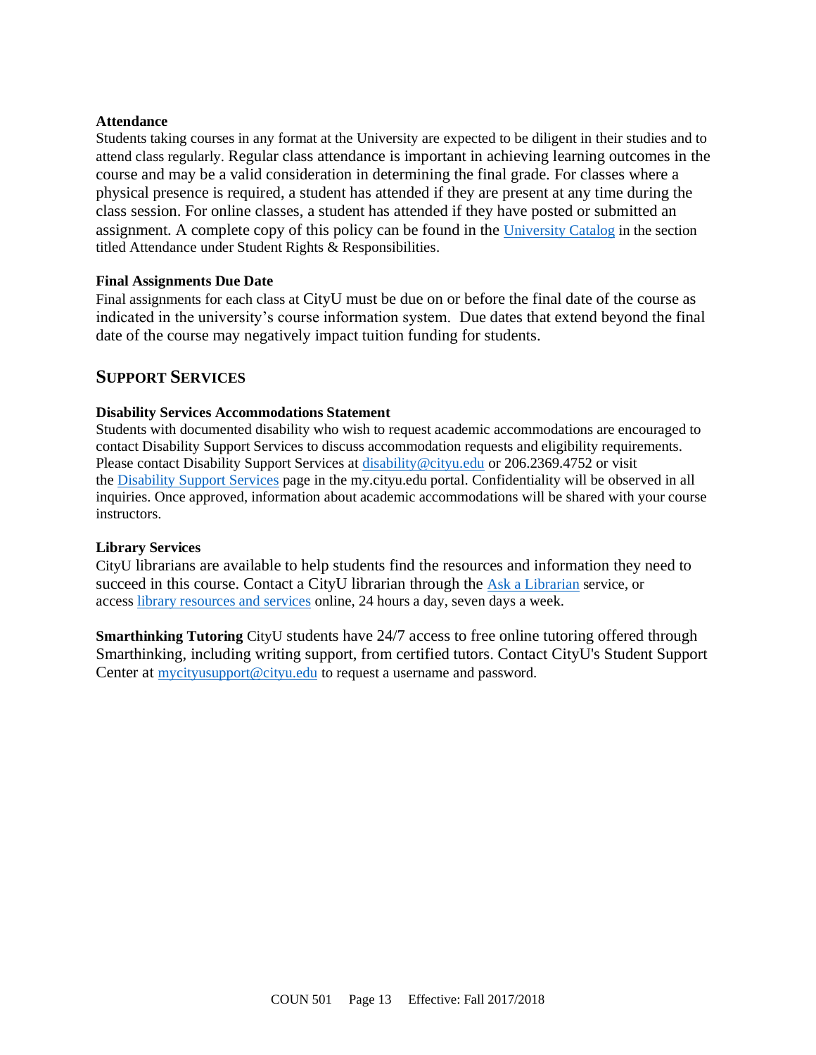**Attendance**

Students taking courses in any format at the University are expected to be diligent in their studies and to attend class regularly. Regular class attendance is important in achieving learning outcomes in the course and may be a valid consideration in determining the final grade. For classes where a physical presence is required, a student has attended if they are present at any time during the class session. For online classes, a student has attended if they have posted or submitted an assignment. A complete copy of this policy can be found in the University Catalog in the section titled Attendance under Student Rights & Responsibilities.

**Final Assignments Due Date**

Final assignments for each class at CityU must be due on or before the final date of the course as indicated in the university's course information system. Due dates that extend beyond the final date of the course may negatively impact tuition funding for students.

## Support Services

**Disability Services Accommodations Statement**

Students with documented disability who wish to request academic accommodations are encouraged to contact Disability Support Services to discuss accommodation requests and eligibility requirements. Please contact Disability Support Services at disability@cityu.edu or 206.2369.4752 or visit the Disability Support Services page in the my.cityu.edu portal. Confidentiality will be observed in all inquiries. Once approved, information about academic accommodations will be shared with your course instructors.

**Library Services**

CityU librarians are available to help students find the resources and information they need to succeed in this course. Contact a CityU librarian through the Ask a Librarian service, or access library resources and services online, 24 hours a day, seven days a week.

**Smarthinking Tutoring** CityU students have 24/7 access to free online tutoring offered through Smarthinking, including writing support, from certified tutors. Contact CityU's Student Support Center at mycityusupport@cityu.edu to request a username and password.